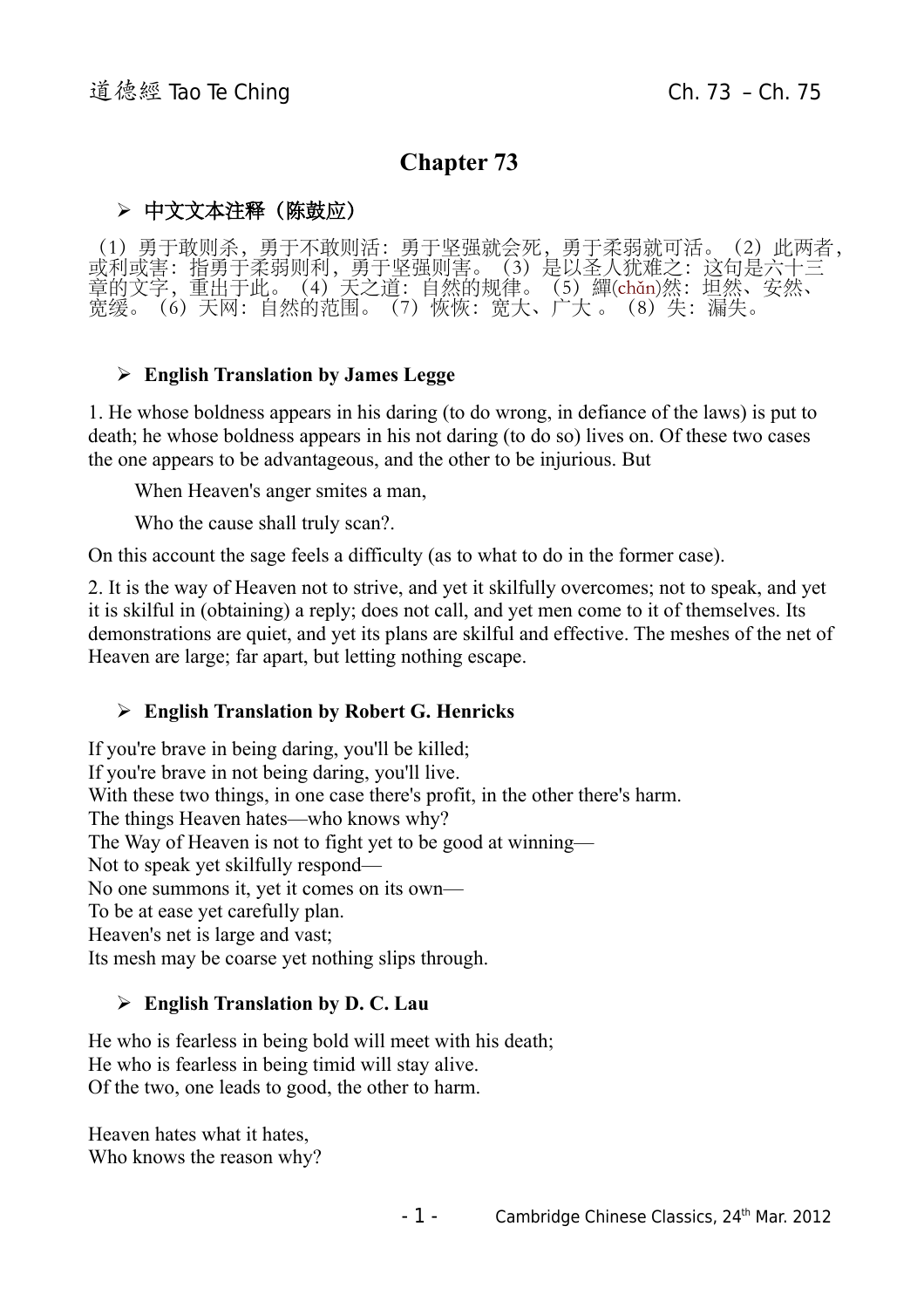# Chapter 73

- **中文文本注释（陈鼓应）**

（1）勇于敢则杀，勇于不敢则活：勇于坚强就会死，勇于柔弱就可活。（2）此两者，或利或害：指勇于柔弱则利，勇于坚强则害。（3）是以圣人犹难之：这句是六十三章的文字，重出于此。（4）天之道：自然的规律。（5）繟(chǎn)然：坦然、安然、宽缓。（6）天网：自然的范围。（7）恢恢：宽大、广大 。（8）失：漏失。

- **English Translation by James Legge**

1. He whose boldness appears in his daring (to do wrong, in defiance of the laws) is put to death; he whose boldness appears in his not daring (to do so) lives on. Of these two cases the one appears to be advantageous, and the other to be injurious. But

When Heaven's anger smites a man,

Who the cause shall truly scan?.

On this account the sage feels a difficulty (as to what to do in the former case).

2. It is the way of Heaven not to strive, and yet it skilfully overcomes; not to speak, and yet it is skilful in (obtaining) a reply; does not call, and yet men come to it of themselves. Its demonstrations are quiet, and yet its plans are skilful and effective. The meshes of the net of Heaven are large; far apart, but letting nothing escape.

- **English Translation by Robert G. Henricks**

If you're brave in being daring, you'll be killed;
If you're brave in not being daring, you'll live.
With these two things, in one case there's profit, in the other there's harm.
The things Heaven hates—who knows why?
The Way of Heaven is not to fight yet to be good at winning—
Not to speak yet skilfully respond—
No one summons it, yet it comes on its own—
To be at ease yet carefully plan.
Heaven's net is large and vast;
Its mesh may be coarse yet nothing slips through.

- **English Translation by D. C. Lau**

He who is fearless in being bold will meet with his death;
He who is fearless in being timid will stay alive.
Of the two, one leads to good, the other to harm.

Heaven hates what it hates,
Who knows the reason why?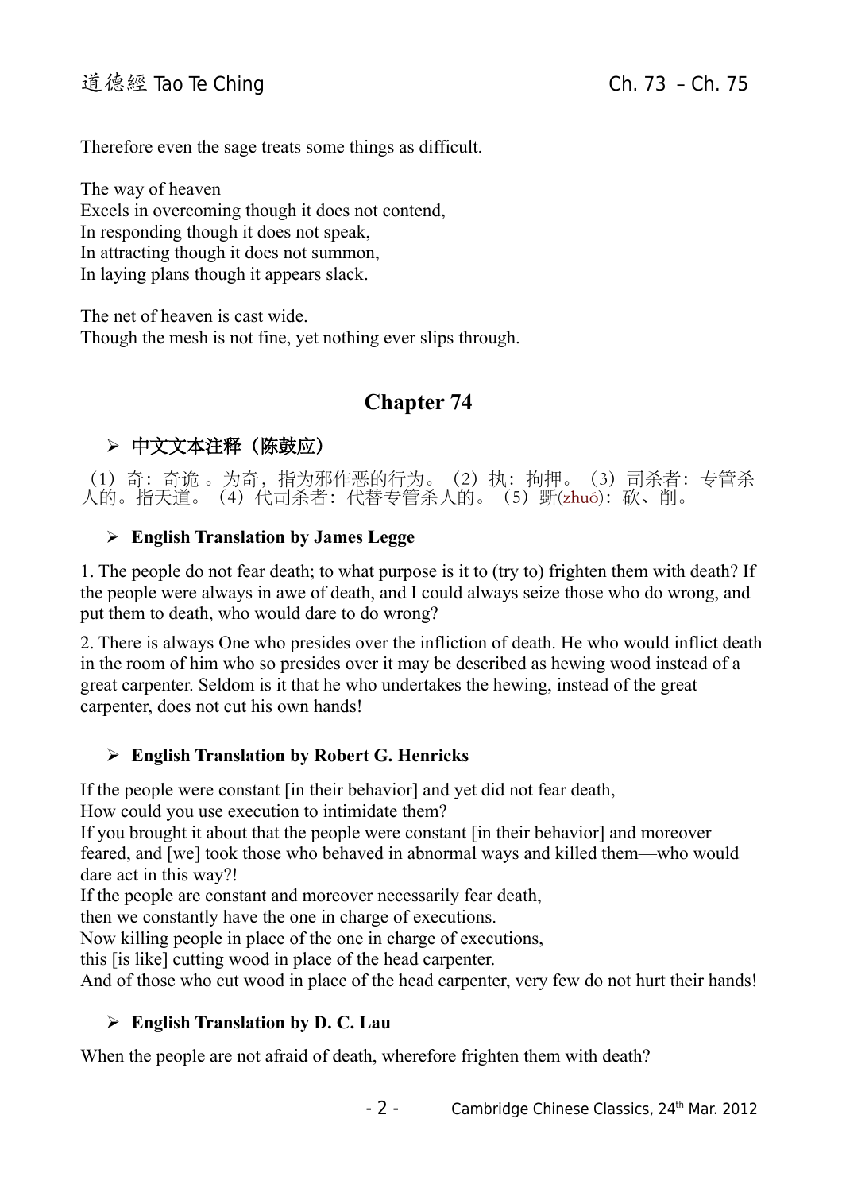Therefore even the sage treats some things as difficult.

The way of heaven
Excels in overcoming though it does not contend,
In responding though it does not speak,
In attracting though it does not summon,
In laying plans though it appears slack.

The net of heaven is cast wide.
Though the mesh is not fine, yet nothing ever slips through.

## Chapter 74

### ➢ 中文文本注释（陈鼓应）

（1）奇：奇诡 。为奇，指为邪作恶的行为。（2）执：拘押。（3）司杀者：专管杀人的。指天道。（4）代司杀者：代替专管杀人的。（5）斲(zhuó)：砍、削。

### ➢ English Translation by James Legge

1. The people do not fear death; to what purpose is it to (try to) frighten them with death? If the people were always in awe of death, and I could always seize those who do wrong, and put them to death, who would dare to do wrong?

2. There is always One who presides over the infliction of death. He who would inflict death in the room of him who so presides over it may be described as hewing wood instead of a great carpenter. Seldom is it that he who undertakes the hewing, instead of the great carpenter, does not cut his own hands!

### ➢ English Translation by Robert G. Henricks

If the people were constant [in their behavior] and yet did not fear death,
How could you use execution to intimidate them?
If you brought it about that the people were constant [in their behavior] and moreover feared, and [we] took those who behaved in abnormal ways and killed them—who would dare act in this way?!
If the people are constant and moreover necessarily fear death,
then we constantly have the one in charge of executions.
Now killing people in place of the one in charge of executions,
this [is like] cutting wood in place of the head carpenter.
And of those who cut wood in place of the head carpenter, very few do not hurt their hands!

### ➢ English Translation by D. C. Lau

When the people are not afraid of death, wherefore frighten them with death?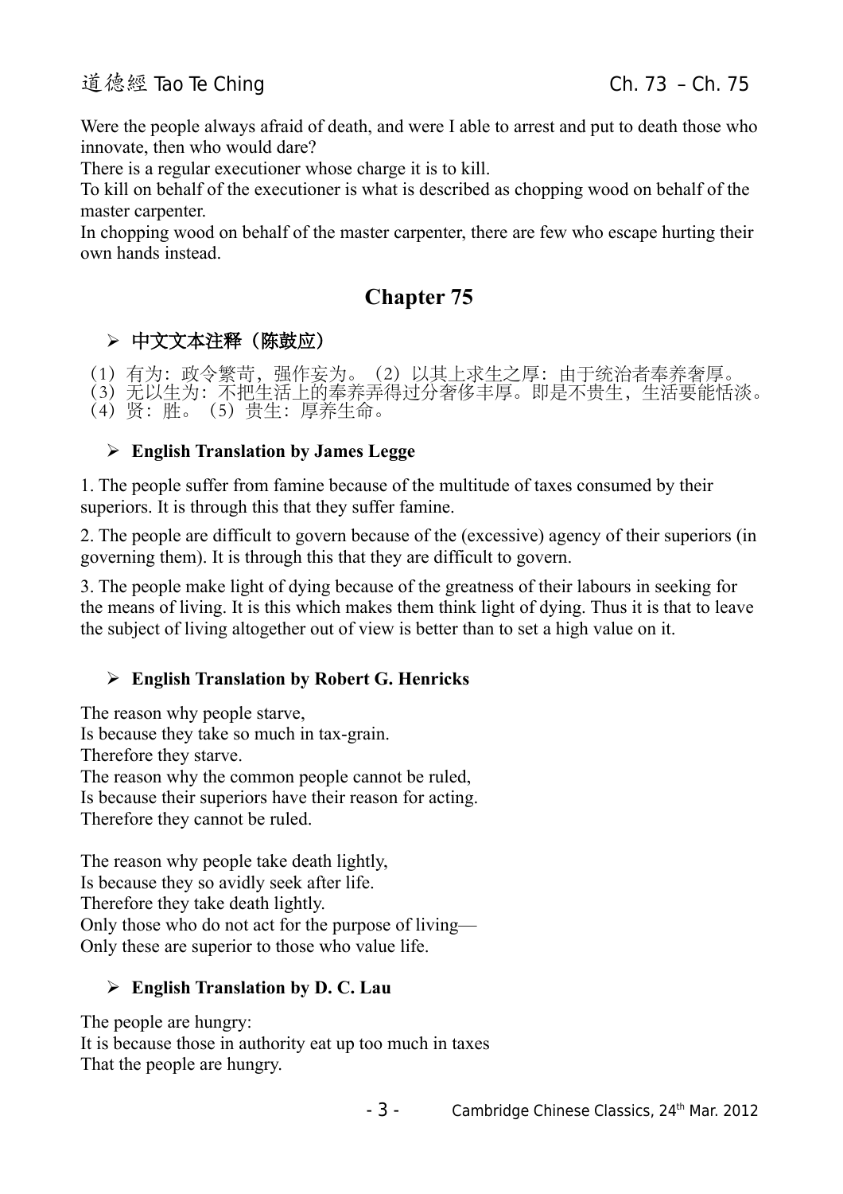Were the people always afraid of death, and were I able to arrest and put to death those who innovate, then who would dare?
There is a regular executioner whose charge it is to kill.
To kill on behalf of the executioner is what is described as chopping wood on behalf of the master carpenter.
In chopping wood on behalf of the master carpenter, there are few who escape hurting their own hands instead.

## Chapter 75

### ➢ 中文文本注释（陈鼓应）

（1）有为：政令繁苛，强作妄为。（2）以其上求生之厚：由于统治者奉养奢厚。
（3）无以生为：不把生活上的奉养弄得过分奢侈丰厚。即是不贵生，生活要能恬淡。
（4）贤：胜。（5）贵生：厚养生命。

### ➢ English Translation by James Legge

1. The people suffer from famine because of the multitude of taxes consumed by their superiors. It is through this that they suffer famine.

2. The people are difficult to govern because of the (excessive) agency of their superiors (in governing them). It is through this that they are difficult to govern.

3. The people make light of dying because of the greatness of their labours in seeking for the means of living. It is this which makes them think light of dying. Thus it is that to leave the subject of living altogether out of view is better than to set a high value on it.

### ➢ English Translation by Robert G. Henricks

The reason why people starve,
Is because they take so much in tax-grain.
Therefore they starve.
The reason why the common people cannot be ruled,
Is because their superiors have their reason for acting.
Therefore they cannot be ruled.

The reason why people take death lightly,
Is because they so avidly seek after life.
Therefore they take death lightly.
Only those who do not act for the purpose of living—
Only these are superior to those who value life.

### ➢ English Translation by D. C. Lau

The people are hungry:
It is because those in authority eat up too much in taxes
That the people are hungry.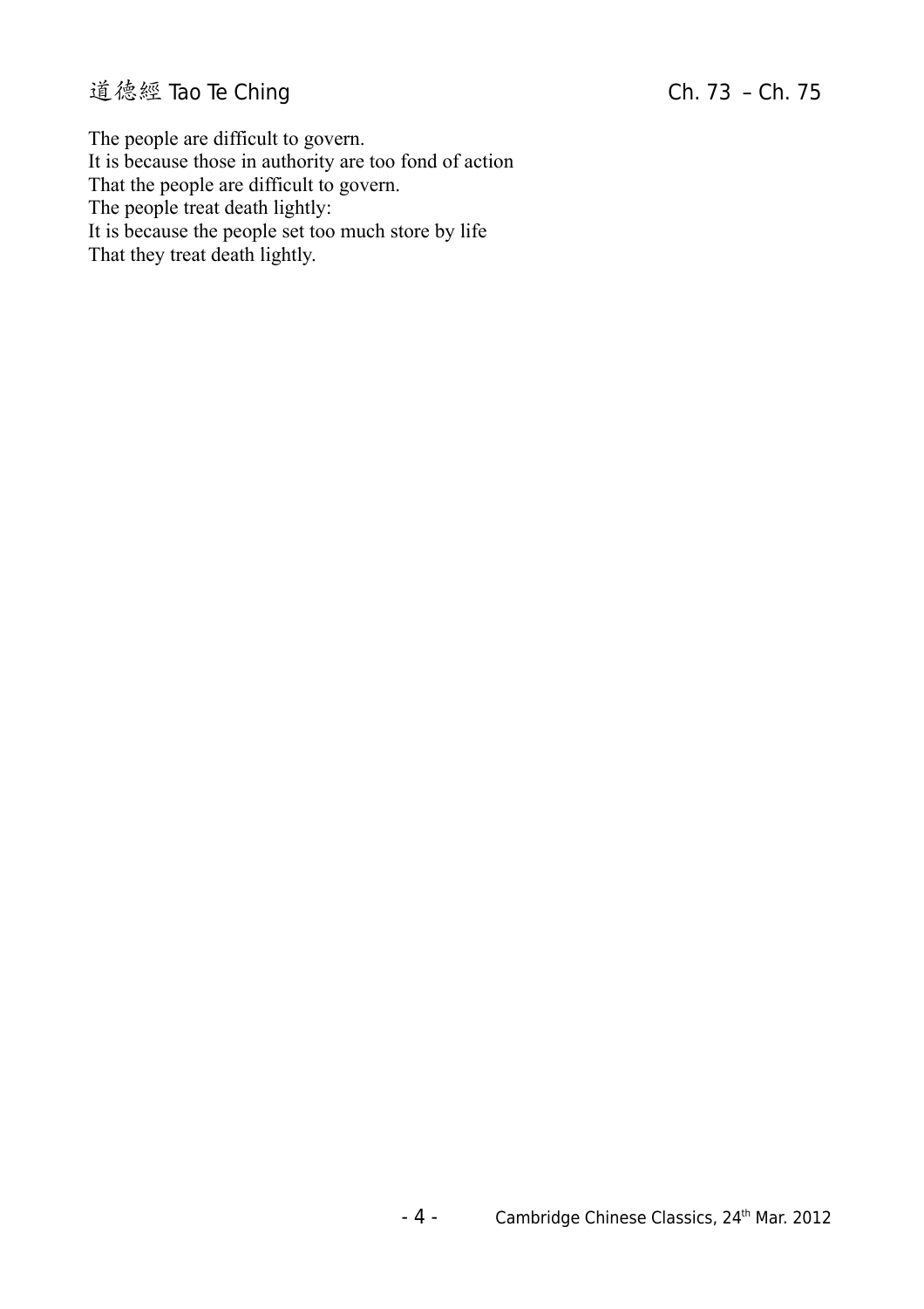The people are difficult to govern.
It is because those in authority are too fond of action
That the people are difficult to govern.
The people treat death lightly:
It is because the people set too much store by life
That they treat death lightly.